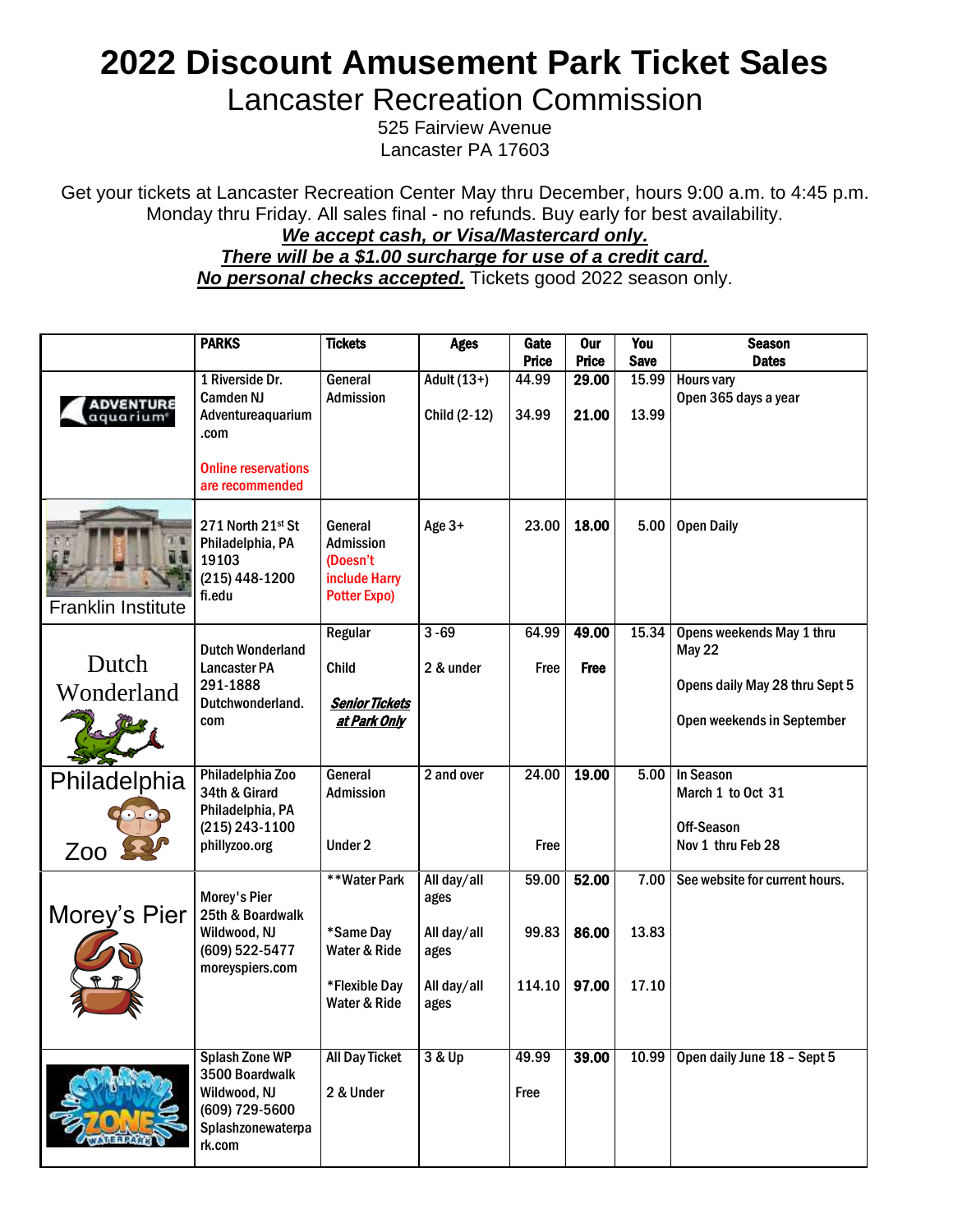# 2022 Discount Amusement Park Ticket Sales

## Lancaster Recreation Commission

525 Fairview Avenue
Lancaster PA 17603

Get your tickets at Lancaster Recreation Center May thru December, hours 9:00 a.m. to 4:45 p.m. Monday thru Friday. All sales final - no refunds. Buy early for best availability.

***We accept cash, or Visa/Mastercard only.***

***There will be a $1.00 surcharge for use of a credit card.***

***No personal checks accepted.*** Tickets good 2022 season only.

| | PARKS | Tickets | Ages | Gate Price | Our Price | You Save | Season Dates |
|---|---|---|---|---|---|---|---|
| ADVENTURE aquarium | 1 Riverside Dr. Camden NJ Adventureaquarium.com<br><br>Online reservations are recommended | General Admission | Adult (13+) | 44.99 | **29.00** | 15.99 | Hours vary<br>Open 365 days a year |
| | | | Child (2-12) | 34.99 | **21.00** | 13.99 | |
| Franklin Institute | 271 North 21st St Philadelphia, PA 19103 (215) 448-1200 fi.edu | General Admission (Doesn't include Harry Potter Expo) | Age 3+ | 23.00 | **18.00** | 5.00 | Open Daily |
| Dutch Wonderland | Dutch Wonderland Lancaster PA 291-1888 Dutchwonderland.com | Regular | 3 -69 | 64.99 | **49.00** | 15.34 | Opens weekends May 1 thru May 22<br><br>Opens daily May 28 thru Sept 5<br><br>Open weekends in September |
| | | Child | 2 & under | Free | **Free** | | |
| | | ***Senior Tickets at Park Only*** | | | | | |
| Philadelphia Zoo | Philadelphia Zoo 34th & Girard Philadelphia, PA (215) 243-1100 phillyzoo.org | General Admission | 2 and over | 24.00 | **19.00** | 5.00 | In Season<br>March 1 to Oct 31<br><br>Off-Season<br>Nov 1 thru Feb 28 |
| | | Under 2 | | Free | | | |
| Morey's Pier | Morey's Pier 25th & Boardwalk Wildwood, NJ (609) 522-5477 moreyspiers.com | **Water Park | All day/all ages | 59.00 | **52.00** | 7.00 | See website for current hours. |
| | | *Same Day Water & Ride | All day/all ages | 99.83 | **86.00** | 13.83 | |
| | | *Flexible Day Water & Ride | All day/all ages | 114.10 | **97.00** | 17.10 | |
| SPLASH ZONE WATERPARK | Splash Zone WP 3500 Boardwalk Wildwood, NJ (609) 729-5600 Splashzonewaterpark.com | All Day Ticket | 3 & Up | 49.99 | **39.00** | 10.99 | Open daily June 18 – Sept 5 |
| | | 2 & Under | | Free | | | |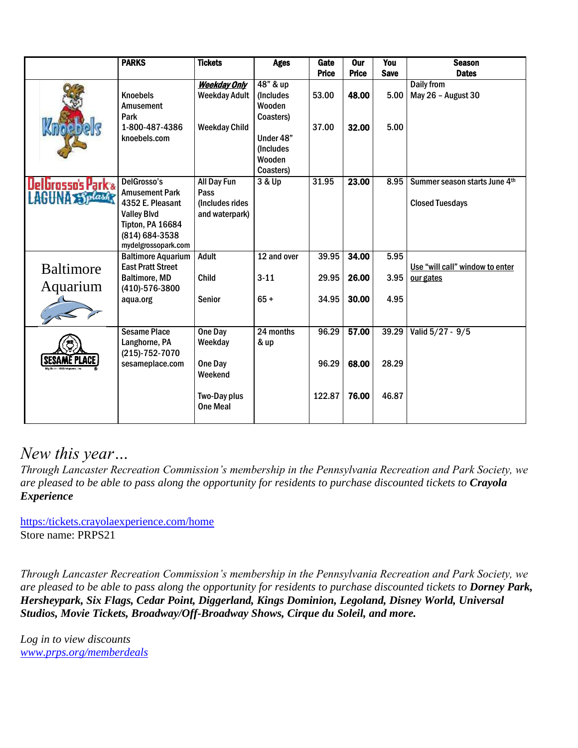| | PARKS | Tickets | Ages | Gate Price | Our Price | You Save | Season Dates |
|---|---|---|---|---|---|---|---|
| Knoebels | Knoebels Amusement Park 1-800-487-4386 knoebels.com | ***Weekday Only*** Weekday Adult | 48" & up (Includes Wooden Coasters) | 53.00 | **48.00** | 5.00 | Daily from May 26 – August 30 |
| | | Weekday Child | Under 48" (Includes Wooden Coasters) | 37.00 | **32.00** | 5.00 | |
| DelGrosso's Park & Laguna Splash | DelGrosso's Amusement Park 4352 E. Pleasant Valley Blvd Tipton, PA 16684 (814) 684-3538 mydelgrossopark.com | All Day Fun Pass (Includes rides and waterpark) | 3 & Up | 31.95 | **23.00** | 8.95 | Summer season starts June 4th<br>Closed Tuesdays |
| Baltimore Aquarium | Baltimore Aquarium East Pratt Street Baltimore, MD (410)-576-3800 aqua.org | Adult | 12 and over | 39.95 | **34.00** | 5.95 | Use "will call" window to enter our gates |
| | | Child | 3-11 | 29.95 | **26.00** | 3.95 | |
| | | Senior | 65 + | 34.95 | **30.00** | 4.95 | |
| Sesame Place | Sesame Place Langhorne, PA (215)-752-7070 sesameplace.com | One Day Weekday | 24 months & up | 96.29 | **57.00** | 39.29 | Valid 5/27 - 9/5 |
| | | One Day Weekend | | 96.29 | **68.00** | 28.29 | |
| | | Two-Day plus One Meal | | 122.87 | **76.00** | 46.87 | |

## *New this year…*

*Through Lancaster Recreation Commission's membership in the Pennsylvania Recreation and Park Society, we are pleased to be able to pass along the opportunity for residents to purchase discounted tickets to **Crayola Experience***

https:/tickets.crayolaexperience.com/home
Store name: PRPS21

*Through Lancaster Recreation Commission's membership in the Pennsylvania Recreation and Park Society, we are pleased to be able to pass along the opportunity for residents to purchase discounted tickets to **Dorney Park, Hersheypark, Six Flags, Cedar Point, Diggerland, Kings Dominion, Legoland, Disney World, Universal Studios, Movie Tickets, Broadway/Off-Broadway Shows, Cirque du Soleil, and more.***

*Log in to view discounts*
*www.prps.org/memberdeals*